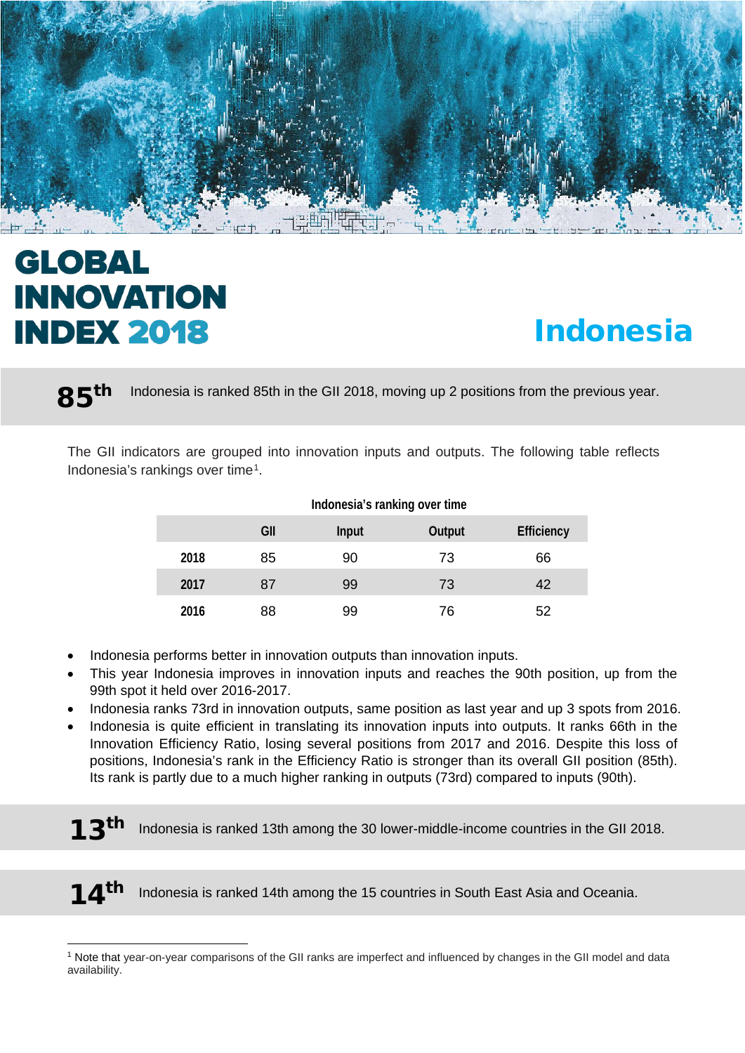# GLOBAL INNOVATION INDEX 2018

# Indonesia

**85th** Indonesia is ranked 85th in the GII 2018, moving up 2 positions from the previous year.

The GII indicators are grouped into innovation inputs and outputs. The following table reflects Indonesia's rankings over time[1].

**Indonesia's ranking over time**

| | GII | Input | Output | Efficiency |
|---|---|---|---|---|
| **2018** | 85 | 90 | 73 | 66 |
| **2017** | 87 | 99 | 73 | 42 |
| **2016** | 88 | 99 | 76 | 52 |

- Indonesia performs better in innovation outputs than innovation inputs.
- This year Indonesia improves in innovation inputs and reaches the 90th position, up from the 99th spot it held over 2016-2017.
- Indonesia ranks 73rd in innovation outputs, same position as last year and up 3 spots from 2016.
- Indonesia is quite efficient in translating its innovation inputs into outputs. It ranks 66th in the Innovation Efficiency Ratio, losing several positions from 2017 and 2016. Despite this loss of positions, Indonesia's rank in the Efficiency Ratio is stronger than its overall GII position (85th). Its rank is partly due to a much higher ranking in outputs (73rd) compared to inputs (90th).

**13th** Indonesia is ranked 13th among the 30 lower-middle-income countries in the GII 2018.

**14th** Indonesia is ranked 14th among the 15 countries in South East Asia and Oceania.

---

[1] Note that year-on-year comparisons of the GII ranks are imperfect and influenced by changes in the GII model and data availability.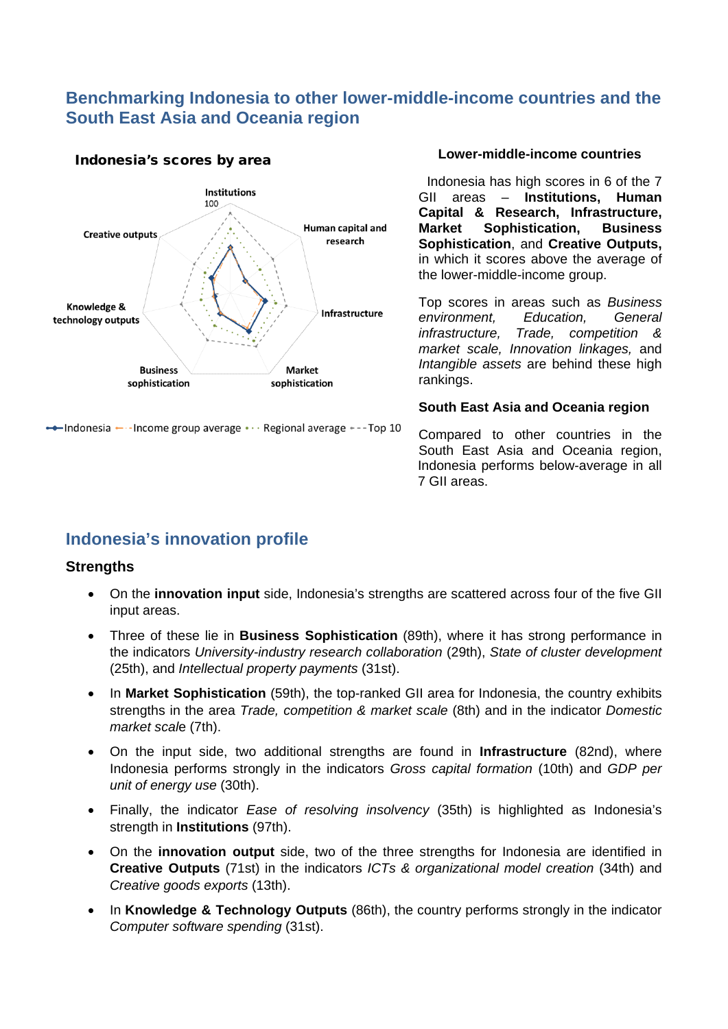## Benchmarking Indonesia to other lower-middle-income countries and the South East Asia and Oceania region

**Indonesia's scores by area**

Institutions
100

Creative outputs

Human capital and research

Knowledge & technology outputs

Infrastructure

Business sophistication

Market sophistication

Indonesia — Income group average — Regional average — Top 10

### Lower-middle-income countries

Indonesia has high scores in 6 of the 7 GII areas – **Institutions, Human Capital & Research, Infrastructure, Market Sophistication, Business Sophistication**, and **Creative Outputs,** in which it scores above the average of the lower-middle-income group.

Top scores in areas such as *Business environment, Education, General infrastructure, Trade, competition & market scale, Innovation linkages,* and *Intangible assets* are behind these high rankings.

### South East Asia and Oceania region

Compared to other countries in the South East Asia and Oceania region, Indonesia performs below-average in all 7 GII areas.

## Indonesia's innovation profile

### Strengths

- On the **innovation input** side, Indonesia's strengths are scattered across four of the five GII input areas.
- Three of these lie in **Business Sophistication** (89th), where it has strong performance in the indicators *University-industry research collaboration* (29th), *State of cluster development* (25th), and *Intellectual property payments* (31st).
- In **Market Sophistication** (59th), the top-ranked GII area for Indonesia, the country exhibits strengths in the area *Trade, competition & market scale* (8th) and in the indicator *Domestic market scale* (7th).
- On the input side, two additional strengths are found in **Infrastructure** (82nd), where Indonesia performs strongly in the indicators *Gross capital formation* (10th) and *GDP per unit of energy use* (30th).
- Finally, the indicator *Ease of resolving insolvency* (35th) is highlighted as Indonesia's strength in **Institutions** (97th).
- On the **innovation output** side, two of the three strengths for Indonesia are identified in **Creative Outputs** (71st) in the indicators *ICTs & organizational model creation* (34th) and *Creative goods exports* (13th).
- In **Knowledge & Technology Outputs** (86th), the country performs strongly in the indicator *Computer software spending* (31st).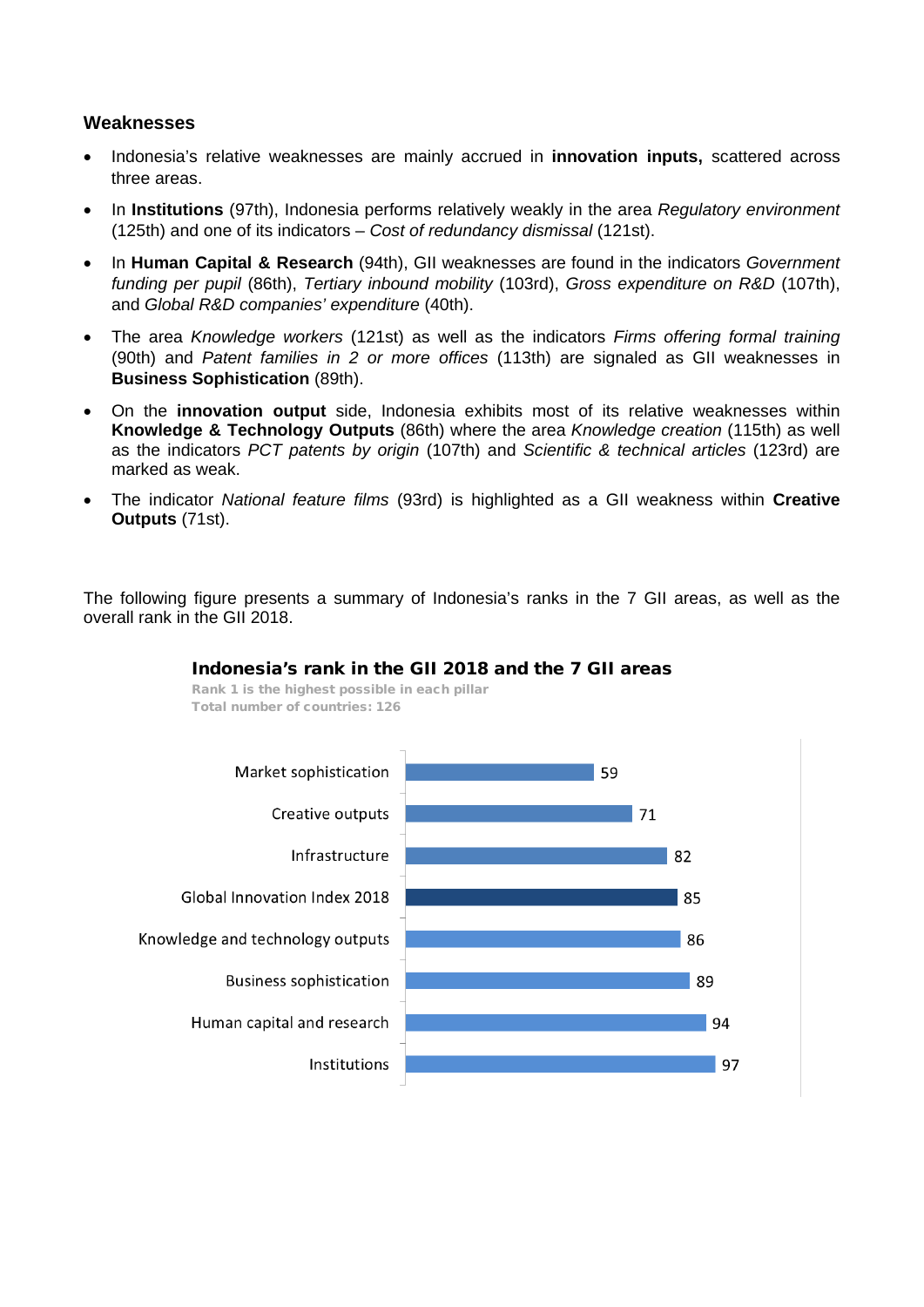### Weaknesses

- Indonesia's relative weaknesses are mainly accrued in **innovation inputs,** scattered across three areas.
- In **Institutions** (97th), Indonesia performs relatively weakly in the area *Regulatory environment* (125th) and one of its indicators – *Cost of redundancy dismissal* (121st).
- In **Human Capital & Research** (94th), GII weaknesses are found in the indicators *Government funding per pupil* (86th), *Tertiary inbound mobility* (103rd), *Gross expenditure on R&D* (107th), and *Global R&D companies' expenditure* (40th).
- The area *Knowledge workers* (121st) as well as the indicators *Firms offering formal training* (90th) and *Patent families in 2 or more offices* (113th) are signaled as GII weaknesses in **Business Sophistication** (89th).
- On the **innovation output** side, Indonesia exhibits most of its relative weaknesses within **Knowledge & Technology Outputs** (86th) where the area *Knowledge creation* (115th) as well as the indicators *PCT patents by origin* (107th) and *Scientific & technical articles* (123rd) are marked as weak.
- The indicator *National feature films* (93rd) is highlighted as a GII weakness within **Creative Outputs** (71st).

The following figure presents a summary of Indonesia's ranks in the 7 GII areas, as well as the overall rank in the GII 2018.

**Indonesia's rank in the GII 2018 and the 7 GII areas**

Rank 1 is the highest possible in each pillar
Total number of countries: 126

| Area | Rank |
|---|---|
| Market sophistication | 59 |
| Creative outputs | 71 |
| Infrastructure | 82 |
| Global Innovation Index 2018 | 85 |
| Knowledge and technology outputs | 86 |
| Business sophistication | 89 |
| Human capital and research | 94 |
| Institutions | 97 |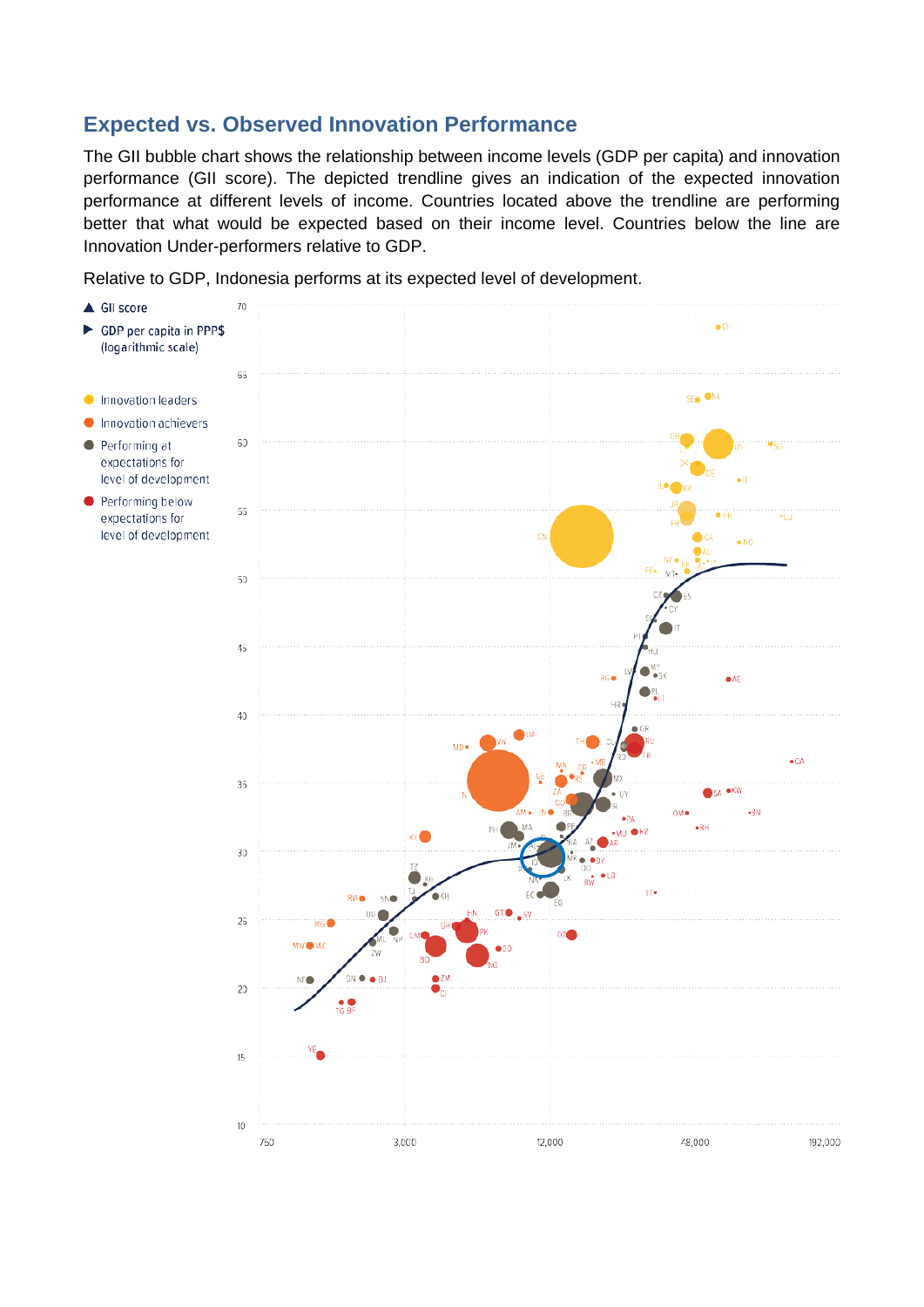## Expected vs. Observed Innovation Performance

The GII bubble chart shows the relationship between income levels (GDP per capita) and innovation performance (GII score). The depicted trendline gives an indication of the expected innovation performance at different levels of income. Countries located above the trendline are performing better that what would be expected based on their income level. Countries below the line are Innovation Under-performers relative to GDP.

Relative to GDP, Indonesia performs at its expected level of development.

▲ GII score

▶ GDP per capita in PPP$ (logarithmic scale)

- Innovation leaders
- Innovation achievers
- Performing at expectations for level of development
- Performing below expectations for level of development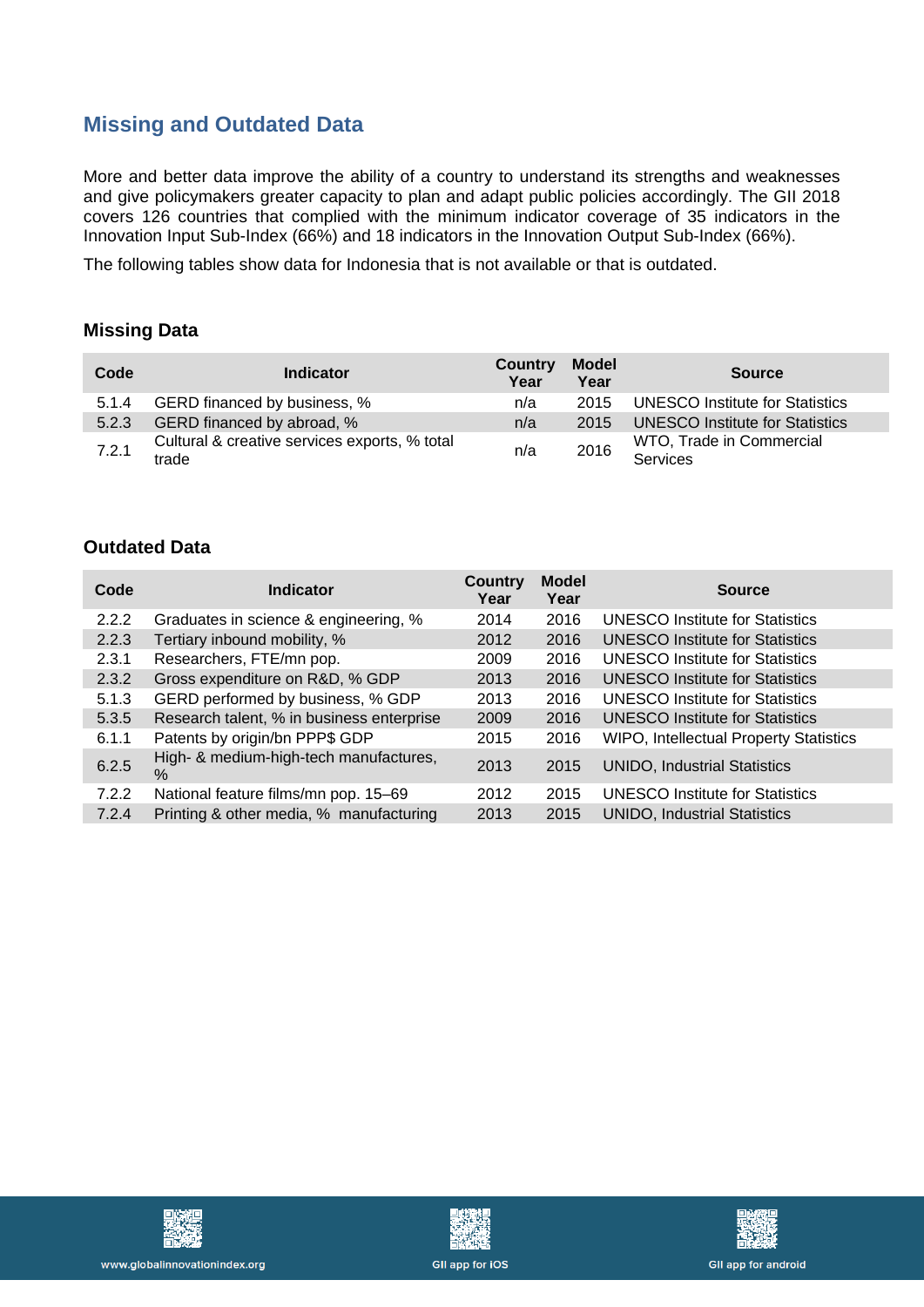## Missing and Outdated Data

More and better data improve the ability of a country to understand its strengths and weaknesses and give policymakers greater capacity to plan and adapt public policies accordingly. The GII 2018 covers 126 countries that complied with the minimum indicator coverage of 35 indicators in the Innovation Input Sub-Index (66%) and 18 indicators in the Innovation Output Sub-Index (66%).

The following tables show data for Indonesia that is not available or that is outdated.

### Missing Data

| Code | Indicator | Country Year | Model Year | Source |
|---|---|---|---|---|
| 5.1.4 | GERD financed by business, % | n/a | 2015 | UNESCO Institute for Statistics |
| 5.2.3 | GERD financed by abroad, % | n/a | 2015 | UNESCO Institute for Statistics |
| 7.2.1 | Cultural & creative services exports, % total trade | n/a | 2016 | WTO, Trade in Commercial Services |

### Outdated Data

| Code | Indicator | Country Year | Model Year | Source |
|---|---|---|---|---|
| 2.2.2 | Graduates in science & engineering, % | 2014 | 2016 | UNESCO Institute for Statistics |
| 2.2.3 | Tertiary inbound mobility, % | 2012 | 2016 | UNESCO Institute for Statistics |
| 2.3.1 | Researchers, FTE/mn pop. | 2009 | 2016 | UNESCO Institute for Statistics |
| 2.3.2 | Gross expenditure on R&D, % GDP | 2013 | 2016 | UNESCO Institute for Statistics |
| 5.1.3 | GERD performed by business, % GDP | 2013 | 2016 | UNESCO Institute for Statistics |
| 5.3.5 | Research talent, % in business enterprise | 2009 | 2016 | UNESCO Institute for Statistics |
| 6.1.1 | Patents by origin/bn PPP$ GDP | 2015 | 2016 | WIPO, Intellectual Property Statistics |
| 6.2.5 | High- & medium-high-tech manufactures, % | 2013 | 2015 | UNIDO, Industrial Statistics |
| 7.2.2 | National feature films/mn pop. 15–69 | 2012 | 2015 | UNESCO Institute for Statistics |
| 7.2.4 | Printing & other media, % manufacturing | 2013 | 2015 | UNIDO, Industrial Statistics |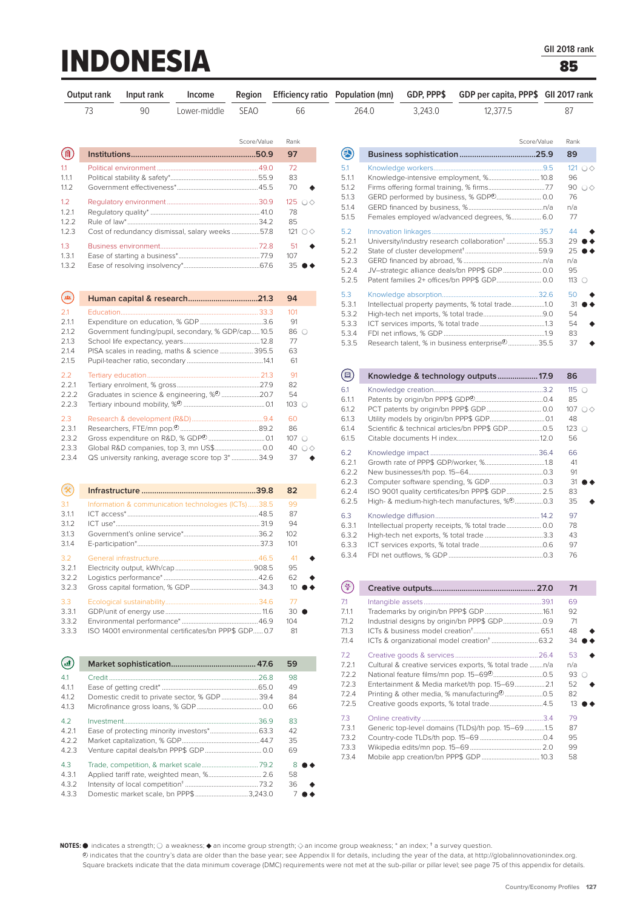# INDONESIA

GII 2018 rank
**85**

| Output rank | Input rank | Income | Region | Efficiency ratio | Population (mn) | GDP, PPP$ | GDP per capita, PPP$ | GII 2017 rank |
|---|---|---|---|---|---|---|---|---|
| 73 | 90 | Lower-middle | SEAO | 66 | 264.0 | 3,243.0 | 12,377.5 | 87 |

| | | Score/Value | Rank | |
|---|---|---|---|---|
| | **Institutions** | **50.9** | **97** | |
| 1.1 | Political environment | 49.0 | 72 | |
| 1.1.1 | Political stability & safety* | 55.9 | 83 | |
| 1.1.2 | Government effectiveness* | 45.5 | 70 | ◆ |
| 1.2 | Regulatory environment | 30.9 | 125 | ○ ◇ |
| 1.2.1 | Regulatory quality* | 41.0 | 78 | |
| 1.2.2 | Rule of law* | 34.2 | 85 | |
| 1.2.3 | Cost of redundancy dismissal, salary weeks | 57.8 | 121 | ○ ◇ |
| 1.3 | Business environment | 72.8 | 51 | ◆ |
| 1.3.1 | Ease of starting a business* | 77.9 | 107 | |
| 1.3.2 | Ease of resolving insolvency* | 67.6 | 35 | ● ◆ |
| | **Human capital & research** | **21.3** | **94** | |
| 2.1 | Education | 33.3 | 101 | |
| 2.1.1 | Expenditure on education, % GDP | 3.6 | 91 | |
| 2.1.2 | Government funding/pupil, secondary, % GDP/cap | 10.5 | 86 | ○ |
| 2.1.3 | School life expectancy, years | 12.8 | 77 | |
| 2.1.4 | PISA scales in reading, maths & science | 395.5 | 63 | |
| 2.1.5 | Pupil-teacher ratio, secondary | 14.1 | 61 | |
| 2.2 | Tertiary education | 21.3 | 91 | |
| 2.2.1 | Tertiary enrolment, % gross | 27.9 | 82 | |
| 2.2.2 | Graduates in science & engineering, %ⓓ | 20.7 | 54 | |
| 2.2.3 | Tertiary inbound mobility, %ⓓ | 0.1 | 103 | ○ |
| 2.3 | Research & development (R&D) | 9.4 | 60 | |
| 2.3.1 | Researchers, FTE/mn pop.ⓓ | 89.2 | 86 | |
| 2.3.2 | Gross expenditure on R&D, % GDPⓓ | 0.1 | 107 | ○ |
| 2.3.3 | Global R&D companies, top 3, mn US$ | 0.0 | 40 | ○ ◇ |
| 2.3.4 | QS university ranking, average score top 3* | 34.9 | 37 | ◆ |
| | **Infrastructure** | **39.8** | **82** | |
| 3.1 | Information & communication technologies (ICTs) | 38.5 | 99 | |
| 3.1.1 | ICT access* | 48.5 | 87 | |
| 3.1.2 | ICT use* | 31.9 | 94 | |
| 3.1.3 | Government's online service* | 36.2 | 102 | |
| 3.1.4 | E-participation* | 37.3 | 101 | |
| 3.2 | General infrastructure | 46.5 | 41 | ◆ |
| 3.2.1 | Electricity output, kWh/cap | 908.5 | 95 | |
| 3.2.2 | Logistics performance* | 42.6 | 62 | ◆ |
| 3.2.3 | Gross capital formation, % GDP | 34.3 | 10 | ● ◆ |
| 3.3 | Ecological sustainability | 34.6 | 77 | |
| 3.3.1 | GDP/unit of energy use | 11.6 | 30 | ● |
| 3.3.2 | Environmental performance* | 46.9 | 104 | |
| 3.3.3 | ISO 14001 environmental certificates/bn PPP$ GDP | 0.7 | 81 | |
| | **Market sophistication** | **47.6** | **59** | |
| 4.1 | Credit | 26.8 | 98 | |
| 4.1.1 | Ease of getting credit* | 65.0 | 49 | |
| 4.1.2 | Domestic credit to private sector, % GDP | 39.4 | 84 | |
| 4.1.3 | Microfinance gross loans, % GDP | 0.0 | 66 | |
| 4.2 | Investment | 36.9 | 83 | |
| 4.2.1 | Ease of protecting minority investors* | 63.3 | 42 | |
| 4.2.2 | Market capitalization, % GDP | 44.7 | 35 | |
| 4.2.3 | Venture capital deals/bn PPP$ GDP | 0.0 | 69 | |
| 4.3 | Trade, competition, & market scale | 79.2 | 8 | ● ◆ |
| 4.3.1 | Applied tariff rate, weighted mean, % | 2.6 | 58 | |
| 4.3.2 | Intensity of local competition† | 73.2 | 36 | ◆ |
| 4.3.3 | Domestic market scale, bn PPP$ | 3,243.0 | 7 | ● ◆ |

| | | Score/Value | Rank | |
|---|---|---|---|---|
| | **Business sophistication** | **25.9** | **89** | |
| 5.1 | Knowledge workers | 9.5 | 121 | ○ ◇ |
| 5.1.1 | Knowledge-intensive employment, % | 10.8 | 96 | |
| 5.1.2 | Firms offering formal training, % firms | 7.7 | 90 | ○ ◇ |
| 5.1.3 | GERD performed by business, % GDPⓓ | 0.0 | 76 | |
| 5.1.4 | GERD financed by business, % | n/a | n/a | |
| 5.1.5 | Females employed w/advanced degrees, % | 6.0 | 77 | |
| 5.2 | Innovation linkages | 35.7 | 44 | ◆ |
| 5.2.1 | University/industry research collaboration† | 55.3 | 29 | ● ◆ |
| 5.2.2 | State of cluster development† | 59.9 | 25 | ● ◆ |
| 5.2.3 | GERD financed by abroad, % | n/a | n/a | |
| 5.2.4 | JV–strategic alliance deals/bn PPP$ GDP | 0.0 | 95 | |
| 5.2.5 | Patent families 2+ offices/bn PPP$ GDP | 0.0 | 113 | ○ |
| 5.3 | Knowledge absorption | 32.6 | 50 | ◆ |
| 5.3.1 | Intellectual property payments, % total trade | 1.0 | 31 | ● ◆ |
| 5.3.2 | High-tech net imports, % total trade | 9.0 | 54 | |
| 5.3.3 | ICT services imports, % total trade | 1.3 | 54 | ◆ |
| 5.3.4 | FDI net inflows, % GDP | 1.9 | 83 | |
| 5.3.5 | Research talent, % in business enterpriseⓓ | 35.5 | 37 | ◆ |
| | **Knowledge & technology outputs** | **17.9** | **86** | |
| 6.1 | Knowledge creation | 3.2 | 115 | ○ |
| 6.1.1 | Patents by origin/bn PPP$ GDPⓓ | 0.4 | 85 | |
| 6.1.2 | PCT patents by origin/bn PPP$ GDP | 0.0 | 107 | ○ ◇ |
| 6.1.3 | Utility models by origin/bn PPP$ GDP | 0.1 | 48 | |
| 6.1.4 | Scientific & technical articles/bn PPP$ GDP | 0.5 | 123 | ○ |
| 6.1.5 | Citable documents H index | 12.0 | 56 | |
| 6.2 | Knowledge impact | 36.4 | 66 | |
| 6.2.1 | Growth rate of PPP$ GDP/worker, % | 1.8 | 41 | |
| 6.2.2 | New businesses/th pop. 15–64 | 0.3 | 91 | |
| 6.2.3 | Computer software spending, % GDP | 0.3 | 31 | ● ◆ |
| 6.2.4 | ISO 9001 quality certificates/bn PPP$ GDP | 2.5 | 83 | |
| 6.2.5 | High- & medium-high-tech manufactures, %ⓓ | 0.3 | 35 | ◆ |
| 6.3 | Knowledge diffusion | 14.2 | 97 | |
| 6.3.1 | Intellectual property receipts, % total trade | 0.0 | 78 | |
| 6.3.2 | High-tech net exports, % total trade | 3.3 | 43 | |
| 6.3.3 | ICT services exports, % total trade | 0.6 | 97 | |
| 6.3.4 | FDI net outflows, % GDP | 0.3 | 76 | |
| | **Creative outputs** | **27.0** | **71** | |
| 7.1 | Intangible assets | 39.1 | 69 | |
| 7.1.1 | Trademarks by origin/bn PPP$ GDP | 16.1 | 92 | |
| 7.1.2 | Industrial designs by origin/bn PPP$ GDP | 0.9 | 71 | |
| 7.1.3 | ICTs & business model creation† | 65.1 | 48 | ◆ |
| 7.1.4 | ICTs & organizational model creation† | 63.2 | 34 | ● ◆ |
| 7.2 | Creative goods & services | 26.4 | 53 | ◆ |
| 7.2.1 | Cultural & creative services exports, % total trade | n/a | n/a | |
| 7.2.2 | National feature films/mn pop. 15–69ⓓ | 0.5 | 93 | ○ |
| 7.2.3 | Entertainment & Media market/th pop. 15–69 | 2.1 | 52 | ◆ |
| 7.2.4 | Printing & other media, % manufacturingⓓ | 0.5 | 82 | |
| 7.2.5 | Creative goods exports, % total trade | 4.5 | 13 | ● ◆ |
| 7.3 | Online creativity | 3.4 | 79 | |
| 7.3.1 | Generic top-level domains (TLDs)/th pop. 15–69 | 1.5 | 87 | |
| 7.3.2 | Country-code TLDs/th pop. 15–69 | 0.4 | 95 | |
| 7.3.3 | Wikipedia edits/mn pop. 15–69 | 2.0 | 99 | |
| 7.3.4 | Mobile app creation/bn PPP$ GDP | 10.3 | 58 | |

**NOTES:** ● indicates a strength; ○ a weakness; ◆ an income group strength; ◇ an income group weakness; * an index; † a survey question.
ⓓ indicates that the country's data are older than the base year; see Appendix II for details, including the year of the data, at http://globalinnovationindex.org.
Square brackets indicate that the data minimum coverage (DMC) requirements were not met at the sub-pillar or pillar level; see page 75 of this appendix for details.